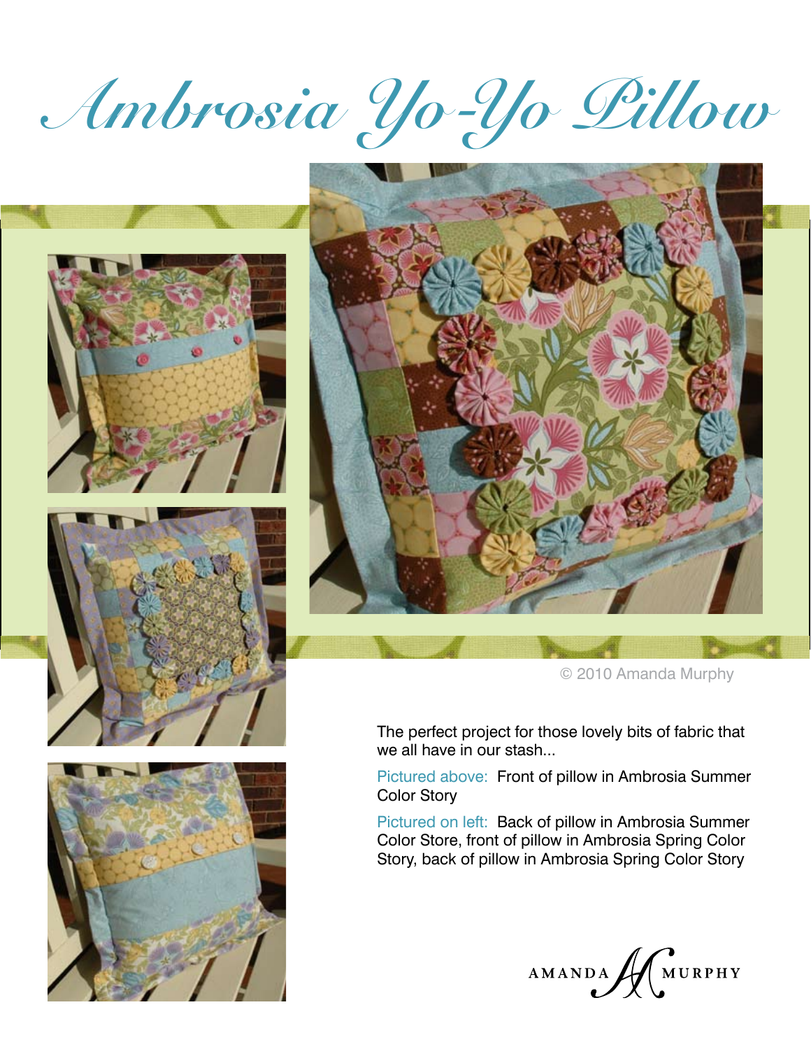# Ambrosia Yo-Yo Pillow

© 2010 Amanda Murphy

The perfect project for those lovely bits of fabric that we all have in our stash...

Pictured above: Front of pillow in Ambrosia Summer Color Story

Pictured on left: Back of pillow in Ambrosia Summer Color Store, front of pillow in Ambrosia Spring Color Story, back of pillow in Ambrosia Spring Color Story

AMANDA MURPHY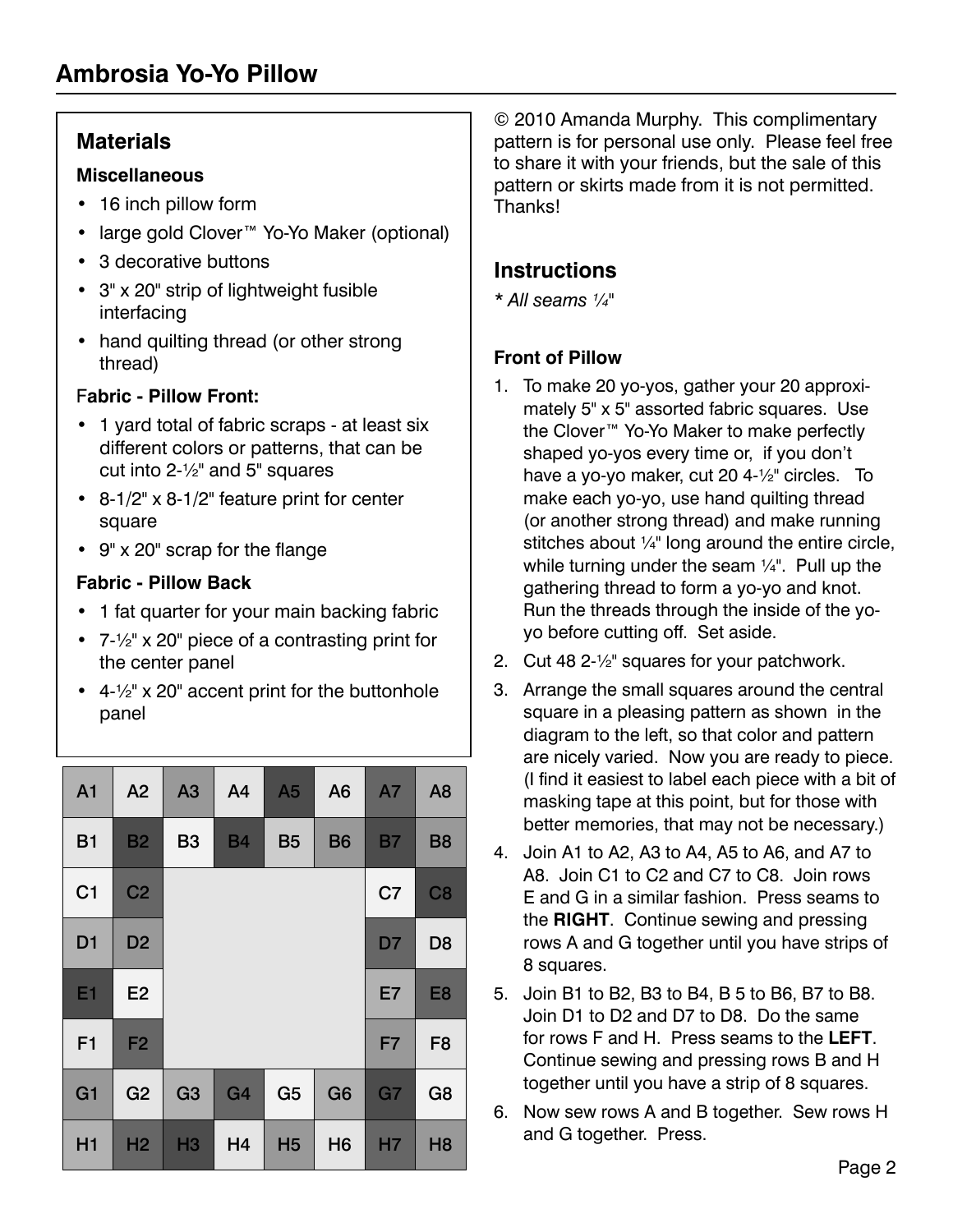# Ambrosia Yo-Yo Pillow

## Materials

### Miscellaneous

- 16 inch pillow form
- large gold Clover™ Yo-Yo Maker (optional)
- 3 decorative buttons
- 3" x 20" strip of lightweight fusible interfacing
- hand quilting thread (or other strong thread)

### Fabric - Pillow Front:

- 1 yard total of fabric scraps - at least six different colors or patterns, that can be cut into 2-½" and 5" squares
- 8-1/2" x 8-1/2" feature print for center square
- 9" x 20" scrap for the flange

### Fabric - Pillow Back

- 1 fat quarter for your main backing fabric
- 7-½" x 20" piece of a contrasting print for the center panel
- 4-½" x 20" accent print for the buttonhole panel

| A1 | A2 | A3 | A4 | A5 | A6 | A7 | A8 |
|---|---|---|---|---|---|---|---|
| B1 | B2 | B3 | B4 | B5 | B6 | B7 | B8 |
| C1 | C2 | | | | | C7 | C8 |
| D1 | D2 | | | | | D7 | D8 |
| E1 | E2 | | | | | E7 | E8 |
| F1 | F2 | | | | | F7 | F8 |
| G1 | G2 | G3 | G4 | G5 | G6 | G7 | G8 |
| H1 | H2 | H3 | H4 | H5 | H6 | H7 | H8 |

© 2010 Amanda Murphy. This complimentary pattern is for personal use only. Please feel free to share it with your friends, but the sale of this pattern or skirts made from it is not permitted. Thanks!

## Instructions

*\* All seams ¼"*

### Front of Pillow

1. To make 20 yo-yos, gather your 20 approximately 5" x 5" assorted fabric squares. Use the Clover™ Yo-Yo Maker to make perfectly shaped yo-yos every time or, if you don't have a yo-yo maker, cut 20 4-½" circles. To make each yo-yo, use hand quilting thread (or another strong thread) and make running stitches about ¼" long around the entire circle, while turning under the seam ¼". Pull up the gathering thread to form a yo-yo and knot. Run the threads through the inside of the yo-yo before cutting off. Set aside.
2. Cut 48 2-½" squares for your patchwork.
3. Arrange the small squares around the central square in a pleasing pattern as shown in the diagram to the left, so that color and pattern are nicely varied. Now you are ready to piece. (I find it easiest to label each piece with a bit of masking tape at this point, but for those with better memories, that may not be necessary.)
4. Join A1 to A2, A3 to A4, A5 to A6, and A7 to A8. Join C1 to C2 and C7 to C8. Join rows E and G in a similar fashion. Press seams to the **RIGHT**. Continue sewing and pressing rows A and G together until you have strips of 8 squares.
5. Join B1 to B2, B3 to B4, B 5 to B6, B7 to B8. Join D1 to D2 and D7 to D8. Do the same for rows F and H. Press seams to the **LEFT**. Continue sewing and pressing rows B and H together until you have a strip of 8 squares.
6. Now sew rows A and B together. Sew rows H and G together. Press.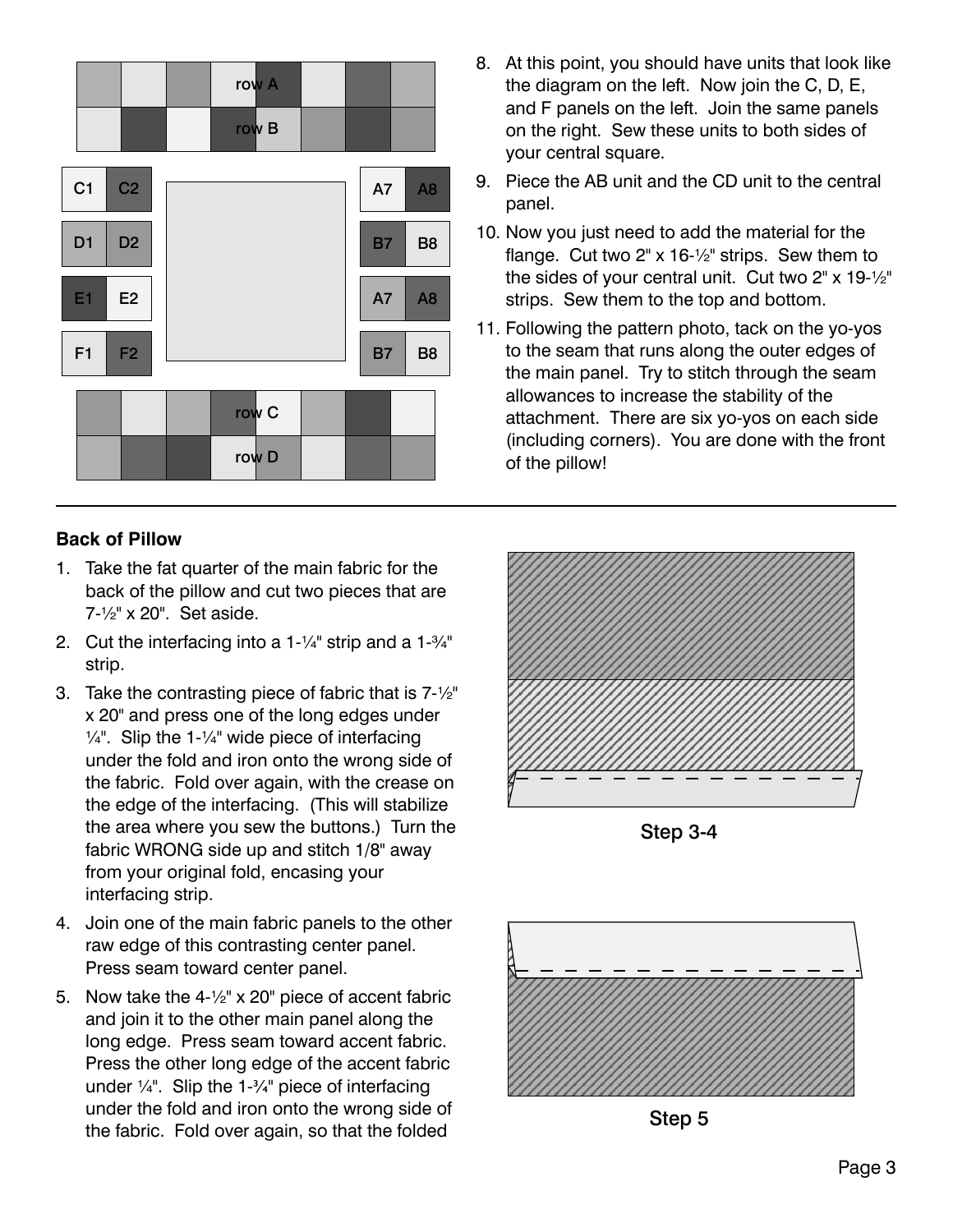8. At this point, you should have units that look like the diagram on the left. Now join the C, D, E, and F panels on the left. Join the same panels on the right. Sew these units to both sides of your central square.
9. Piece the AB unit and the CD unit to the central panel.
10. Now you just need to add the material for the flange. Cut two 2" x 16-½" strips. Sew them to the sides of your central unit. Cut two 2" x 19-½" strips. Sew them to the top and bottom.
11. Following the pattern photo, tack on the yo-yos to the seam that runs along the outer edges of the main panel. Try to stitch through the seam allowances to increase the stability of the attachment. There are six yo-yos on each side (including corners). You are done with the front of the pillow!

---

**Back of Pillow**

1. Take the fat quarter of the main fabric for the back of the pillow and cut two pieces that are 7-½" x 20". Set aside.
2. Cut the interfacing into a 1-¼" strip and a 1-¾" strip.
3. Take the contrasting piece of fabric that is 7-½" x 20" and press one of the long edges under ¼". Slip the 1-¼" wide piece of interfacing under the fold and iron onto the wrong side of the fabric. Fold over again, with the crease on the edge of the interfacing. (This will stabilize the area where you sew the buttons.) Turn the fabric WRONG side up and stitch 1/8" away from your original fold, encasing your interfacing strip.
4. Join one of the main fabric panels to the other raw edge of this contrasting center panel. Press seam toward center panel.
5. Now take the 4-½" x 20" piece of accent fabric and join it to the other main panel along the long edge. Press seam toward accent fabric. Press the other long edge of the accent fabric under ¼". Slip the 1-¾" piece of interfacing under the fold and iron onto the wrong side of the fabric. Fold over again, so that the folded

Step 3-4

Step 5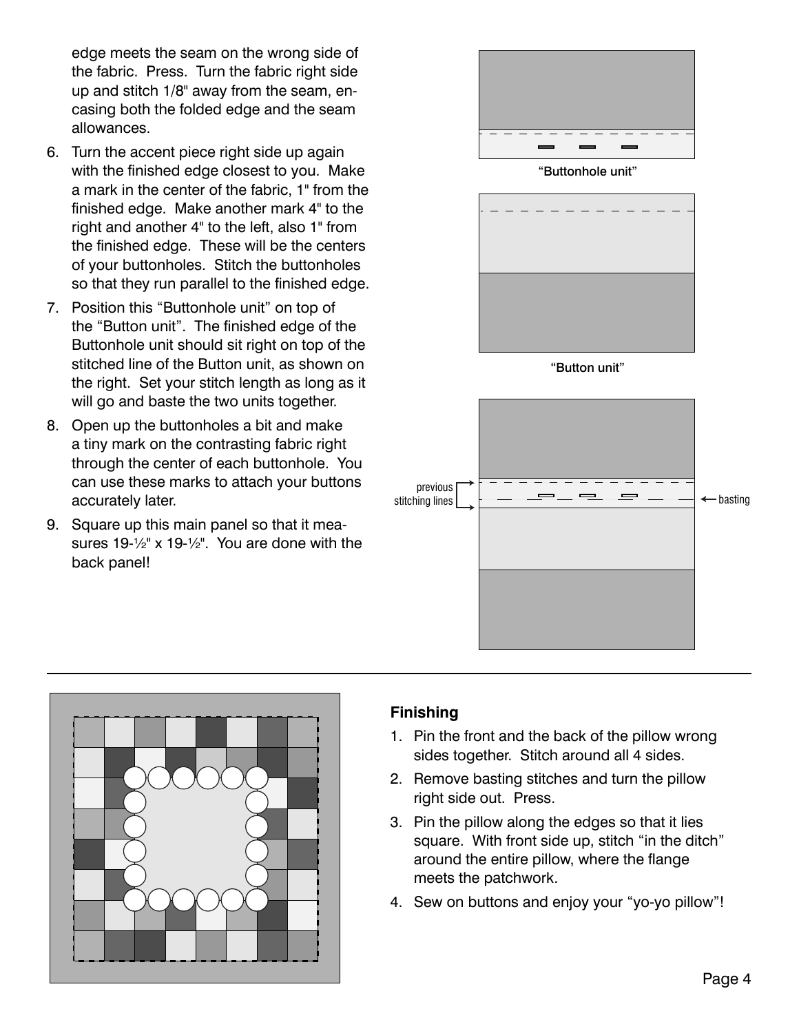edge meets the seam on the wrong side of the fabric. Press. Turn the fabric right side up and stitch 1/8" away from the seam, encasing both the folded edge and the seam allowances.

6. Turn the accent piece right side up again with the finished edge closest to you. Make a mark in the center of the fabric, 1" from the finished edge. Make another mark 4" to the right and another 4" to the left, also 1" from the finished edge. These will be the centers of your buttonholes. Stitch the buttonholes so that they run parallel to the finished edge.
7. Position this "Buttonhole unit" on top of the "Button unit". The finished edge of the Buttonhole unit should sit right on top of the stitched line of the Button unit, as shown on the right. Set your stitch length as long as it will go and baste the two units together.
8. Open up the buttonholes a bit and make a tiny mark on the contrasting fabric right through the center of each buttonhole. You can use these marks to attach your buttons accurately later.
9. Square up this main panel so that it measures 19-½" x 19-½". You are done with the back panel!

"Buttonhole unit"

"Button unit"

previous stitching lines

basting

## Finishing

1. Pin the front and the back of the pillow wrong sides together. Stitch around all 4 sides.
2. Remove basting stitches and turn the pillow right side out. Press.
3. Pin the pillow along the edges so that it lies square. With front side up, stitch "in the ditch" around the entire pillow, where the flange meets the patchwork.
4. Sew on buttons and enjoy your "yo-yo pillow"!